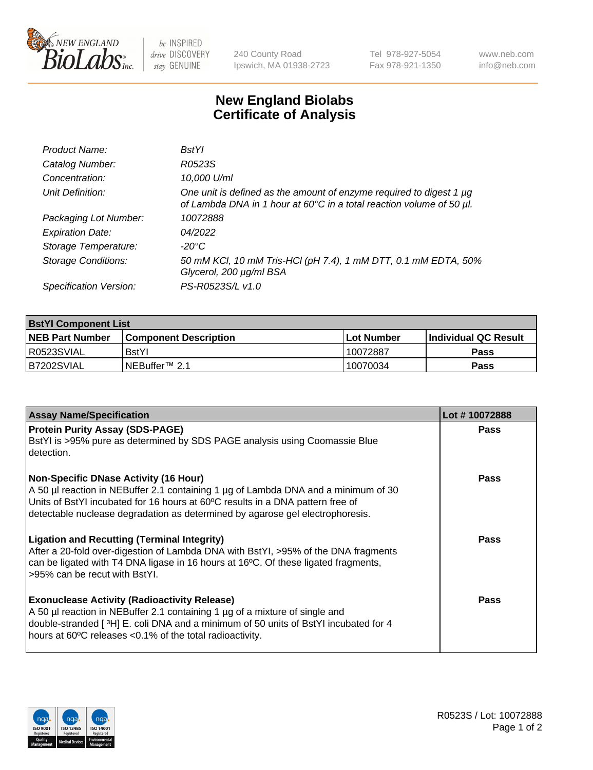New England BioLabs Inc. — be INSPIRED drive DISCOVERY stay GENUINE

240 County Road
Ipswich, MA 01938-2723

Tel 978-927-5054
Fax 978-921-1350

www.neb.com
info@neb.com

# New England Biolabs
# Certificate of Analysis

| | |
|---|---|
| *Product Name:* | *BstYI* |
| *Catalog Number:* | *R0523S* |
| *Concentration:* | *10,000 U/ml* |
| *Unit Definition:* | *One unit is defined as the amount of enzyme required to digest 1 µg of Lambda DNA in 1 hour at 60°C in a total reaction volume of 50 µl.* |
| *Packaging Lot Number:* | *10072888* |
| *Expiration Date:* | *04/2022* |
| *Storage Temperature:* | *-20°C* |
| *Storage Conditions:* | *50 mM KCl, 10 mM Tris-HCl (pH 7.4), 1 mM DTT, 0.1 mM EDTA, 50% Glycerol, 200 µg/ml BSA* |
| *Specification Version:* | *PS-R0523S/L v1.0* |

| **BstYI Component List** | | | |
|---|---|---|---|
| **NEB Part Number** | **Component Description** | **Lot Number** | **Individual QC Result** |
| R0523SVIAL | BstYI | 10072887 | **Pass** |
| B7202SVIAL | NEBuffer™ 2.1 | 10070034 | **Pass** |

| **Assay Name/Specification** | **Lot # 10072888** |
|---|---|
| **Protein Purity Assay (SDS-PAGE)**<br>BstYI is >95% pure as determined by SDS PAGE analysis using Coomassie Blue detection. | **Pass** |
| **Non-Specific DNase Activity (16 Hour)**<br>A 50 µl reaction in NEBuffer 2.1 containing 1 µg of Lambda DNA and a minimum of 30 Units of BstYI incubated for 16 hours at 60ºC results in a DNA pattern free of detectable nuclease degradation as determined by agarose gel electrophoresis. | **Pass** |
| **Ligation and Recutting (Terminal Integrity)**<br>After a 20-fold over-digestion of Lambda DNA with BstYI, >95% of the DNA fragments can be ligated with T4 DNA ligase in 16 hours at 16ºC. Of these ligated fragments, >95% can be recut with BstYI. | **Pass** |
| **Exonuclease Activity (Radioactivity Release)**<br>A 50 µl reaction in NEBuffer 2.1 containing 1 µg of a mixture of single and double-stranded [ $^3$H] E. coli DNA and a minimum of 50 units of BstYI incubated for 4 hours at 60ºC releases <0.1% of the total radioactivity. | **Pass** |

ISO 9001 Registered Quality Management · ISO 13485 Registered Medical Devices · ISO 14001 Registered Environmental Management

R0523S / Lot: 10072888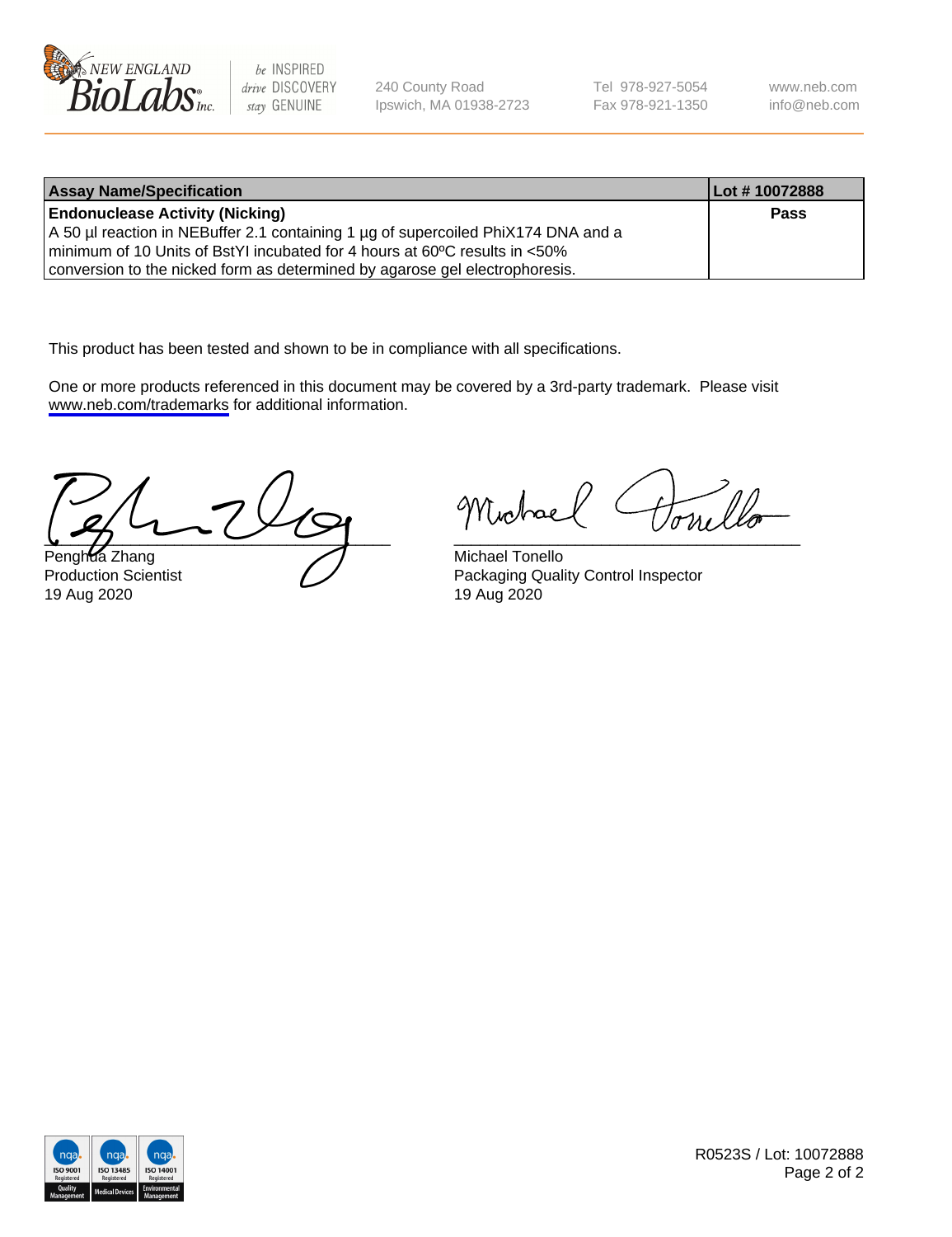| Assay Name/Specification | Lot # 10072888 |
| --- | --- |
| **Endonuclease Activity (Nicking)** A 50 µl reaction in NEBuffer 2.1 containing 1 µg of supercoiled PhiX174 DNA and a minimum of 10 Units of BstYI incubated for 4 hours at 60ºC results in <50% conversion to the nicked form as determined by agarose gel electrophoresis. | **Pass** |

This product has been tested and shown to be in compliance with all specifications.

One or more products referenced in this document may be covered by a 3rd-party trademark. Please visit www.neb.com/trademarks for additional information.

Penghua Zhang
Production Scientist
19 Aug 2020

Michael Tonello
Packaging Quality Control Inspector
19 Aug 2020

R0523S / Lot: 10072888